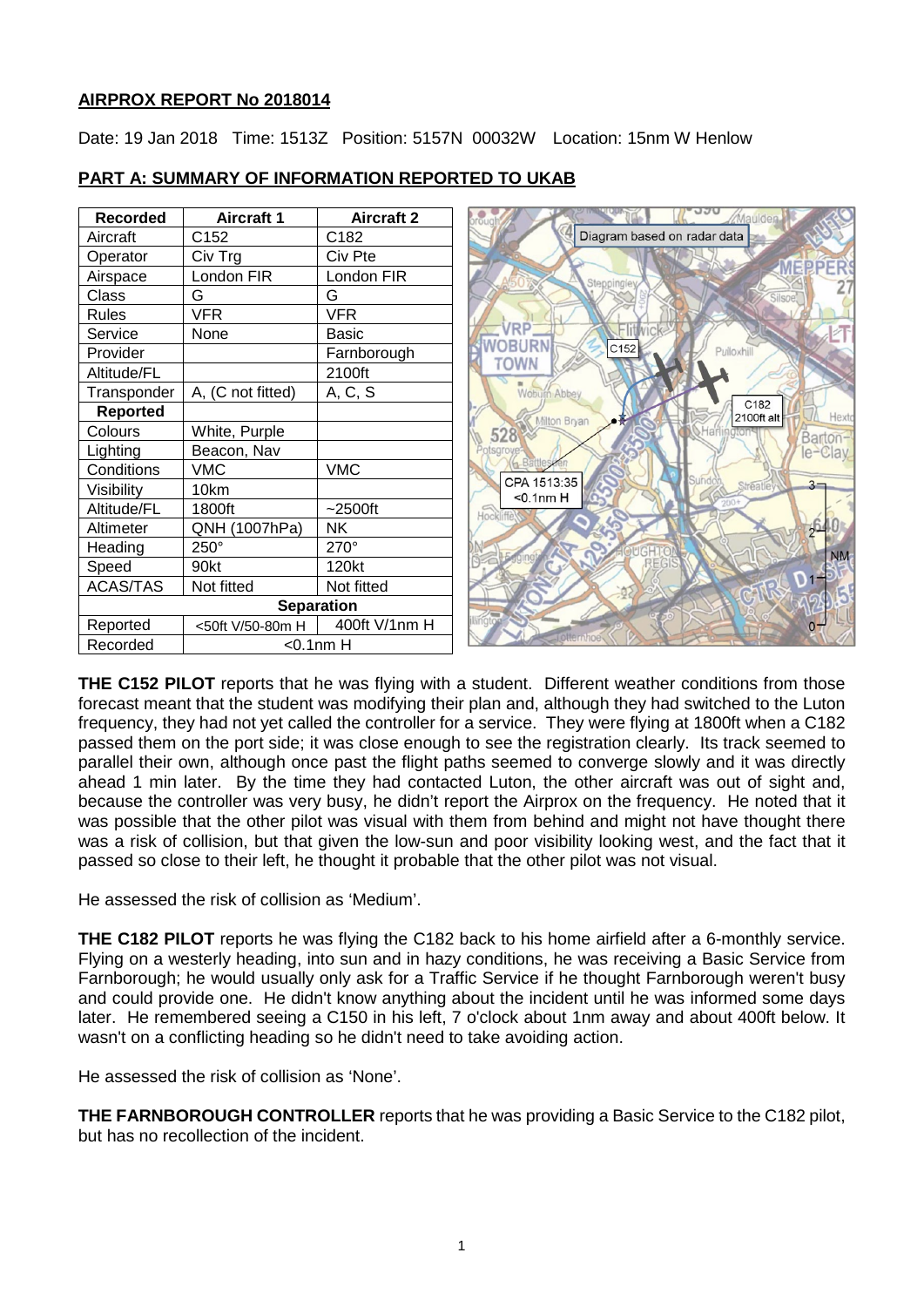**AIRPROX REPORT No 2018014**

Date: 19 Jan 2018 Time: 1513Z Position: 5157N 00032W Location: 15nm W Henlow

**PART A: SUMMARY OF INFORMATION REPORTED TO UKAB**

| Recorded | Aircraft 1 | Aircraft 2 |
|---|---|---|
| Aircraft | C152 | C182 |
| Operator | Civ Trg | Civ Pte |
| Airspace | London FIR | London FIR |
| Class | G | G |
| Rules | VFR | VFR |
| Service | None | Basic |
| Provider | | Farnborough |
| Altitude/FL | | 2100ft |
| Transponder | A, (C not fitted) | A, C, S |
| **Reported** | | |
| Colours | White, Purple | |
| Lighting | Beacon, Nav | |
| Conditions | VMC | VMC |
| Visibility | 10km | |
| Altitude/FL | 1800ft | ~2500ft |
| Altimeter | QNH (1007hPa) | NK |
| Heading | 250° | 270° |
| Speed | 90kt | 120kt |
| ACAS/TAS | Not fitted | Not fitted |
| **Separation** | | |
| Reported | <50ft V/50-80m H | 400ft V/1nm H |
| Recorded | <0.1nm H | |

**THE C152 PILOT** reports that he was flying with a student. Different weather conditions from those forecast meant that the student was modifying their plan and, although they had switched to the Luton frequency, they had not yet called the controller for a service. They were flying at 1800ft when a C182 passed them on the port side; it was close enough to see the registration clearly. Its track seemed to parallel their own, although once past the flight paths seemed to converge slowly and it was directly ahead 1 min later. By the time they had contacted Luton, the other aircraft was out of sight and, because the controller was very busy, he didn't report the Airprox on the frequency. He noted that it was possible that the other pilot was visual with them from behind and might not have thought there was a risk of collision, but that given the low-sun and poor visibility looking west, and the fact that it passed so close to their left, he thought it probable that the other pilot was not visual.

He assessed the risk of collision as 'Medium'.

**THE C182 PILOT** reports he was flying the C182 back to his home airfield after a 6-monthly service. Flying on a westerly heading, into sun and in hazy conditions, he was receiving a Basic Service from Farnborough; he would usually only ask for a Traffic Service if he thought Farnborough weren't busy and could provide one. He didn't know anything about the incident until he was informed some days later. He remembered seeing a C150 in his left, 7 o'clock about 1nm away and about 400ft below. It wasn't on a conflicting heading so he didn't need to take avoiding action.

He assessed the risk of collision as 'None'.

**THE FARNBOROUGH CONTROLLER** reports that he was providing a Basic Service to the C182 pilot, but has no recollection of the incident.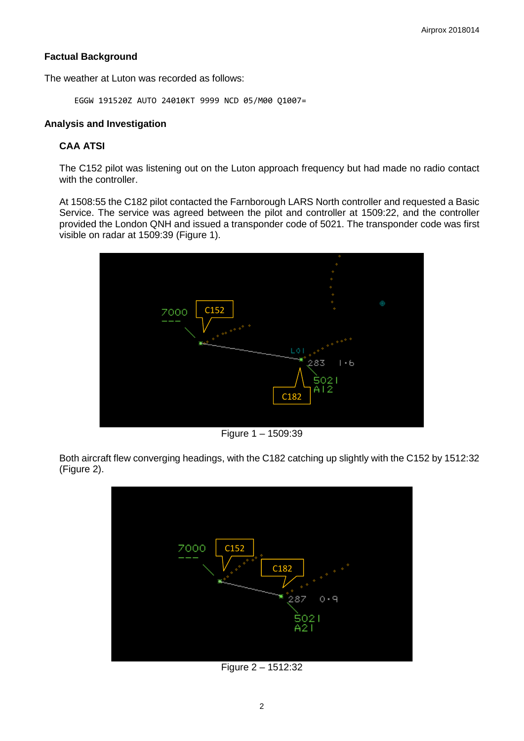## Factual Background

The weather at Luton was recorded as follows:

```
EGGW 191520Z AUTO 24010KT 9999 NCD 05/M00 Q1007=
```

## Analysis and Investigation

### CAA ATSI

The C152 pilot was listening out on the Luton approach frequency but had made no radio contact with the controller.

At 1508:55 the C182 pilot contacted the Farnborough LARS North controller and requested a Basic Service. The service was agreed between the pilot and controller at 1509:22, and the controller provided the London QNH and issued a transponder code of 5021. The transponder code was first visible on radar at 1509:39 (Figure 1).

Figure 1 – 1509:39

Both aircraft flew converging headings, with the C182 catching up slightly with the C152 by 1512:32 (Figure 2).

Figure 2 – 1512:32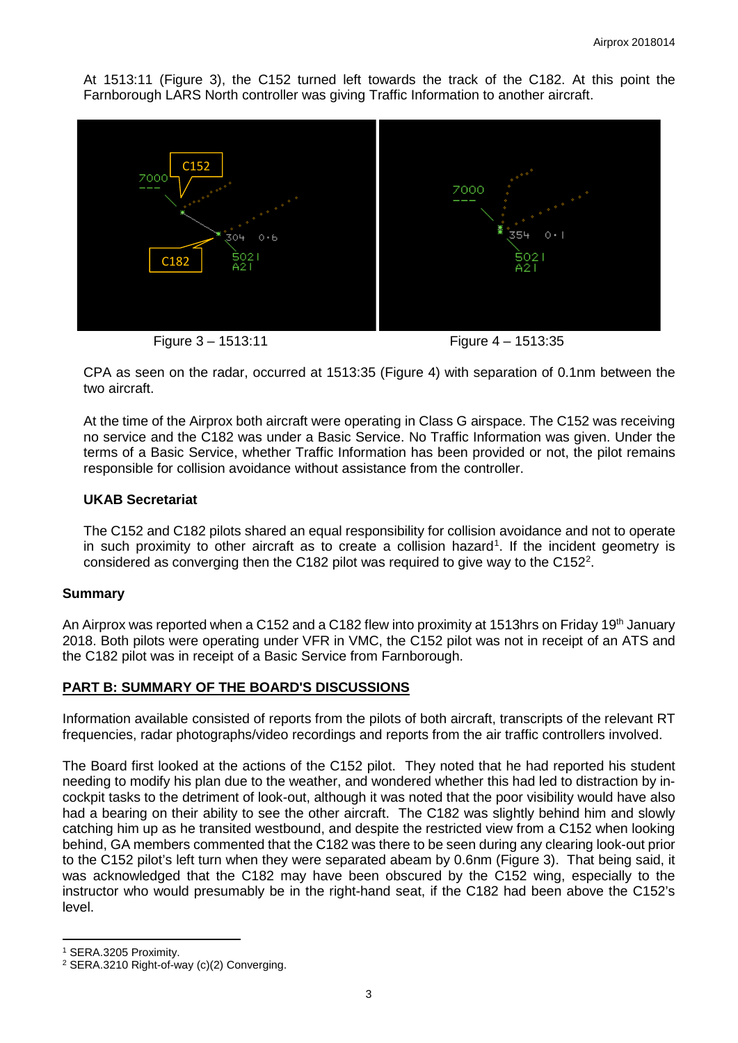At 1513:11 (Figure 3), the C152 turned left towards the track of the C182. At this point the Farnborough LARS North controller was giving Traffic Information to another aircraft.

Figure 3 – 1513:11

Figure 4 – 1513:35

CPA as seen on the radar, occurred at 1513:35 (Figure 4) with separation of 0.1nm between the two aircraft.

At the time of the Airprox both aircraft were operating in Class G airspace. The C152 was receiving no service and the C182 was under a Basic Service. No Traffic Information was given. Under the terms of a Basic Service, whether Traffic Information has been provided or not, the pilot remains responsible for collision avoidance without assistance from the controller.

### UKAB Secretariat

The C152 and C182 pilots shared an equal responsibility for collision avoidance and not to operate in such proximity to other aircraft as to create a collision hazard[1]. If the incident geometry is considered as converging then the C182 pilot was required to give way to the C152[2].

## Summary

An Airprox was reported when a C152 and a C182 flew into proximity at 1513hrs on Friday 19th January 2018. Both pilots were operating under VFR in VMC, the C152 pilot was not in receipt of an ATS and the C182 pilot was in receipt of a Basic Service from Farnborough.

## PART B: SUMMARY OF THE BOARD'S DISCUSSIONS

Information available consisted of reports from the pilots of both aircraft, transcripts of the relevant RT frequencies, radar photographs/video recordings and reports from the air traffic controllers involved.

The Board first looked at the actions of the C152 pilot. They noted that he had reported his student needing to modify his plan due to the weather, and wondered whether this had led to distraction by in-cockpit tasks to the detriment of look-out, although it was noted that the poor visibility would have also had a bearing on their ability to see the other aircraft. The C182 was slightly behind him and slowly catching him up as he transited westbound, and despite the restricted view from a C152 when looking behind, GA members commented that the C182 was there to be seen during any clearing look-out prior to the C152 pilot's left turn when they were separated abeam by 0.6nm (Figure 3). That being said, it was acknowledged that the C182 may have been obscured by the C152 wing, especially to the instructor who would presumably be in the right-hand seat, if the C182 had been above the C152's level.

---

[1] SERA.3205 Proximity.

[2] SERA.3210 Right-of-way (c)(2) Converging.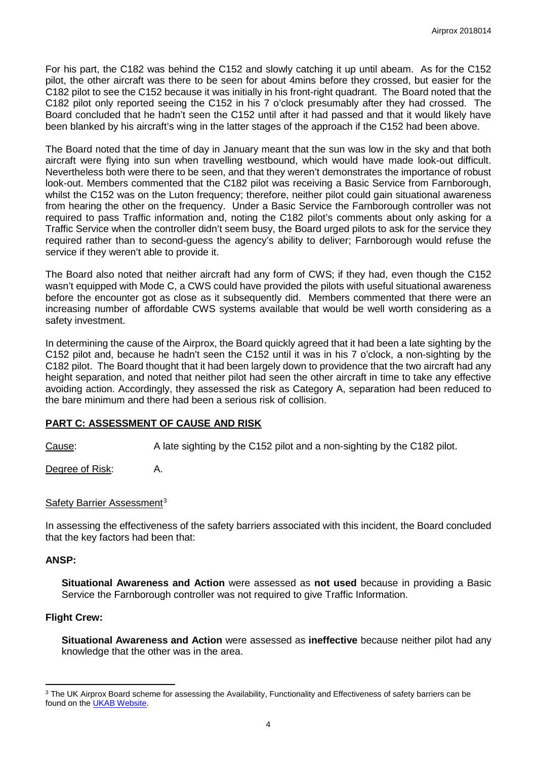For his part, the C182 was behind the C152 and slowly catching it up until abeam. As for the C152 pilot, the other aircraft was there to be seen for about 4mins before they crossed, but easier for the C182 pilot to see the C152 because it was initially in his front-right quadrant. The Board noted that the C182 pilot only reported seeing the C152 in his 7 o'clock presumably after they had crossed. The Board concluded that he hadn't seen the C152 until after it had passed and that it would likely have been blanked by his aircraft's wing in the latter stages of the approach if the C152 had been above.

The Board noted that the time of day in January meant that the sun was low in the sky and that both aircraft were flying into sun when travelling westbound, which would have made look-out difficult. Nevertheless both were there to be seen, and that they weren't demonstrates the importance of robust look-out. Members commented that the C182 pilot was receiving a Basic Service from Farnborough, whilst the C152 was on the Luton frequency; therefore, neither pilot could gain situational awareness from hearing the other on the frequency. Under a Basic Service the Farnborough controller was not required to pass Traffic information and, noting the C182 pilot's comments about only asking for a Traffic Service when the controller didn't seem busy, the Board urged pilots to ask for the service they required rather than to second-guess the agency's ability to deliver; Farnborough would refuse the service if they weren't able to provide it.

The Board also noted that neither aircraft had any form of CWS; if they had, even though the C152 wasn't equipped with Mode C, a CWS could have provided the pilots with useful situational awareness before the encounter got as close as it subsequently did. Members commented that there were an increasing number of affordable CWS systems available that would be well worth considering as a safety investment.

In determining the cause of the Airprox, the Board quickly agreed that it had been a late sighting by the C152 pilot and, because he hadn't seen the C152 until it was in his 7 o'clock, a non-sighting by the C182 pilot. The Board thought that it had been largely down to providence that the two aircraft had any height separation, and noted that neither pilot had seen the other aircraft in time to take any effective avoiding action. Accordingly, they assessed the risk as Category A, separation had been reduced to the bare minimum and there had been a serious risk of collision.

## PART C: ASSESSMENT OF CAUSE AND RISK

Cause: A late sighting by the C152 pilot and a non-sighting by the C182 pilot.

Degree of Risk: A.

Safety Barrier Assessment[3]

In assessing the effectiveness of the safety barriers associated with this incident, the Board concluded that the key factors had been that:

### ANSP:

**Situational Awareness and Action** were assessed as **not used** because in providing a Basic Service the Farnborough controller was not required to give Traffic Information.

### Flight Crew:

**Situational Awareness and Action** were assessed as **ineffective** because neither pilot had any knowledge that the other was in the area.

[3] The UK Airprox Board scheme for assessing the Availability, Functionality and Effectiveness of safety barriers can be found on the UKAB Website.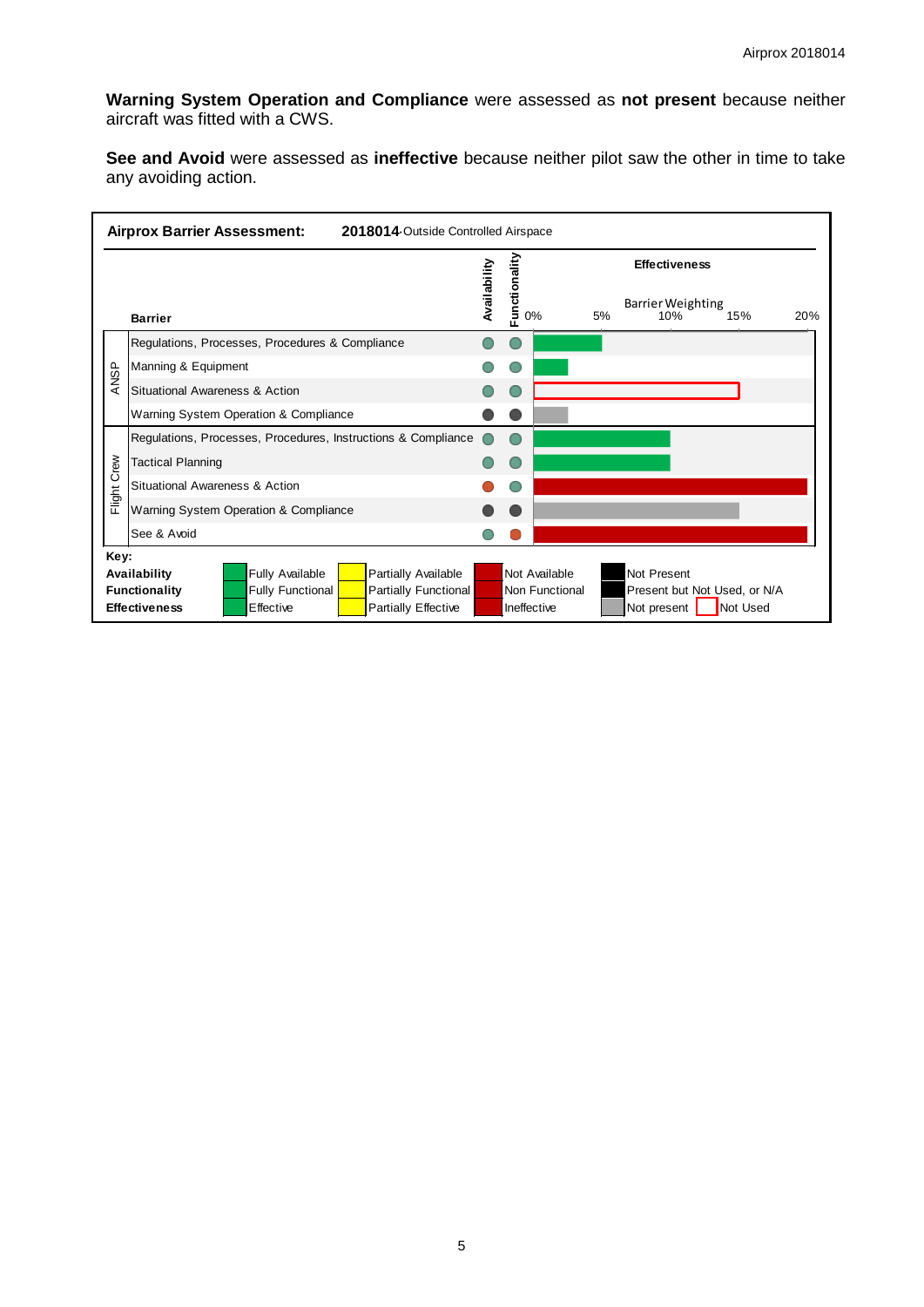**Warning System Operation and Compliance** were assessed as **not present** because neither aircraft was fitted with a CWS.

**See and Avoid** were assessed as **ineffective** because neither pilot saw the other in time to take any avoiding action.

**Airprox Barrier Assessment: 2018014** Outside Controlled Airspace

Barrier
Availability
Functionality
Effectiveness
Barrier Weighting
0% 5% 10% 15% 20%

ANSP
Regulations, Processes, Procedures & Compliance
Manning & Equipment
Situational Awareness & Action
Warning System Operation & Compliance

Flight Crew
Regulations, Processes, Procedures, Instructions & Compliance
Tactical Planning
Situational Awareness & Action
Warning System Operation & Compliance
See & Avoid

**Key:**
**Availability** Fully Available | Partially Available | Not Available | Not Present
**Functionality** Fully Functional | Partially Functional | Non Functional | Present but Not Used, or N/A
**Effectiveness** Effective | Partially Effective | Ineffective | Not present | Not Used